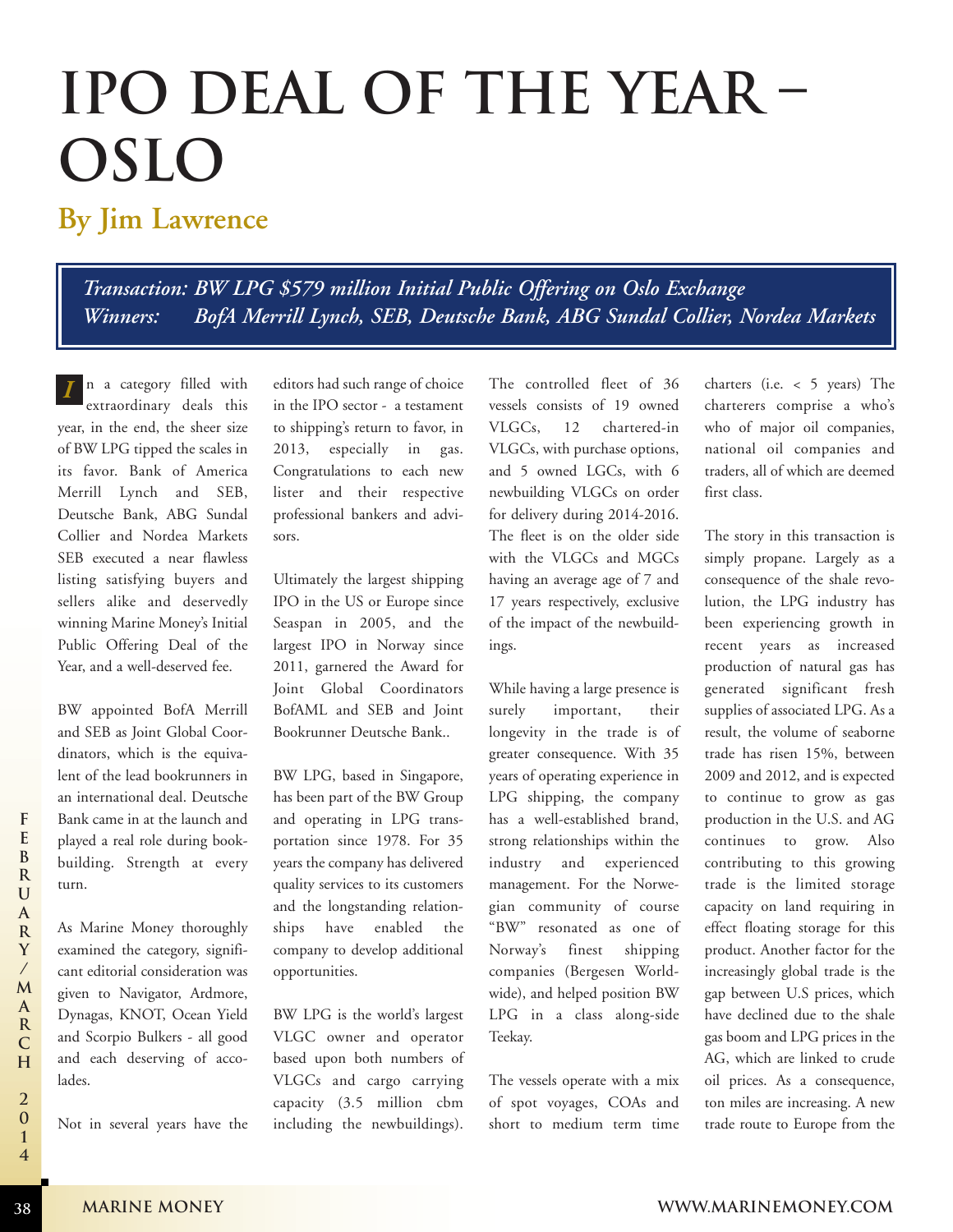# IPO DEAL OF THE YEAR – OSLO

## By Jim Lawrence

*Transaction: BW LPG $579 million Initial Public Offering on Oslo Exchange*
*Winners: BofA Merrill Lynch, SEB, Deutsche Bank, ABG Sundal Collier, Nordea Markets*

In a category filled with extraordinary deals this year, in the end, the sheer size of BW LPG tipped the scales in its favor. Bank of America Merrill Lynch and SEB, Deutsche Bank, ABG Sundal Collier and Nordea Markets SEB executed a near flawless listing satisfying buyers and sellers alike and deservedly winning Marine Money's Initial Public Offering Deal of the Year, and a well-deserved fee.

BW appointed BofA Merrill and SEB as Joint Global Coordinators, which is the equivalent of the lead bookrunners in an international deal. Deutsche Bank came in at the launch and played a real role during bookbuilding. Strength at every turn.

As Marine Money thoroughly examined the category, significant editorial consideration was given to Navigator, Ardmore, Dynagas, KNOT, Ocean Yield and Scorpio Bulkers - all good and each deserving of accolades.

Not in several years have the editors had such range of choice in the IPO sector - a testament to shipping's return to favor, in 2013, especially in gas. Congratulations to each new lister and their respective professional bankers and advisors.

Ultimately the largest shipping IPO in the US or Europe since Seaspan in 2005, and the largest IPO in Norway since 2011, garnered the Award for Joint Global Coordinators BofAML and SEB and Joint Bookrunner Deutsche Bank..

BW LPG, based in Singapore, has been part of the BW Group and operating in LPG transportation since 1978. For 35 years the company has delivered quality services to its customers and the longstanding relationships have enabled the company to develop additional opportunities.

BW LPG is the world's largest VLGC owner and operator based upon both numbers of VLGCs and cargo carrying capacity (3.5 million cbm including the newbuildings). The controlled fleet of 36 vessels consists of 19 owned VLGCs, 12 chartered-in VLGCs, with purchase options, and 5 owned LGCs, with 6 newbuilding VLGCs on order for delivery during 2014-2016. The fleet is on the older side with the VLGCs and MGCs having an average age of 7 and 17 years respectively, exclusive of the impact of the newbuildings.

While having a large presence is surely important, their longevity in the trade is of greater consequence. With 35 years of operating experience in LPG shipping, the company has a well-established brand, strong relationships within the industry and experienced management. For the Norwegian community of course "BW" resonated as one of Norway's finest shipping companies (Bergesen Worldwide), and helped position BW LPG in a class along-side Teekay.

The vessels operate with a mix of spot voyages, COAs and short to medium term time charters (i.e. < 5 years) The charterers comprise a who's who of major oil companies, national oil companies and traders, all of which are deemed first class.

The story in this transaction is simply propane. Largely as a consequence of the shale revolution, the LPG industry has been experiencing growth in recent years as increased production of natural gas has generated significant fresh supplies of associated LPG. As a result, the volume of seaborne trade has risen 15%, between 2009 and 2012, and is expected to continue to grow as gas production in the U.S. and AG continues to grow. Also contributing to this growing trade is the limited storage capacity on land requiring in effect floating storage for this product. Another factor for the increasingly global trade is the gap between U.S prices, which have declined due to the shale gas boom and LPG prices in the AG, which are linked to crude oil prices. As a consequence, ton miles are increasing. A new trade route to Europe from the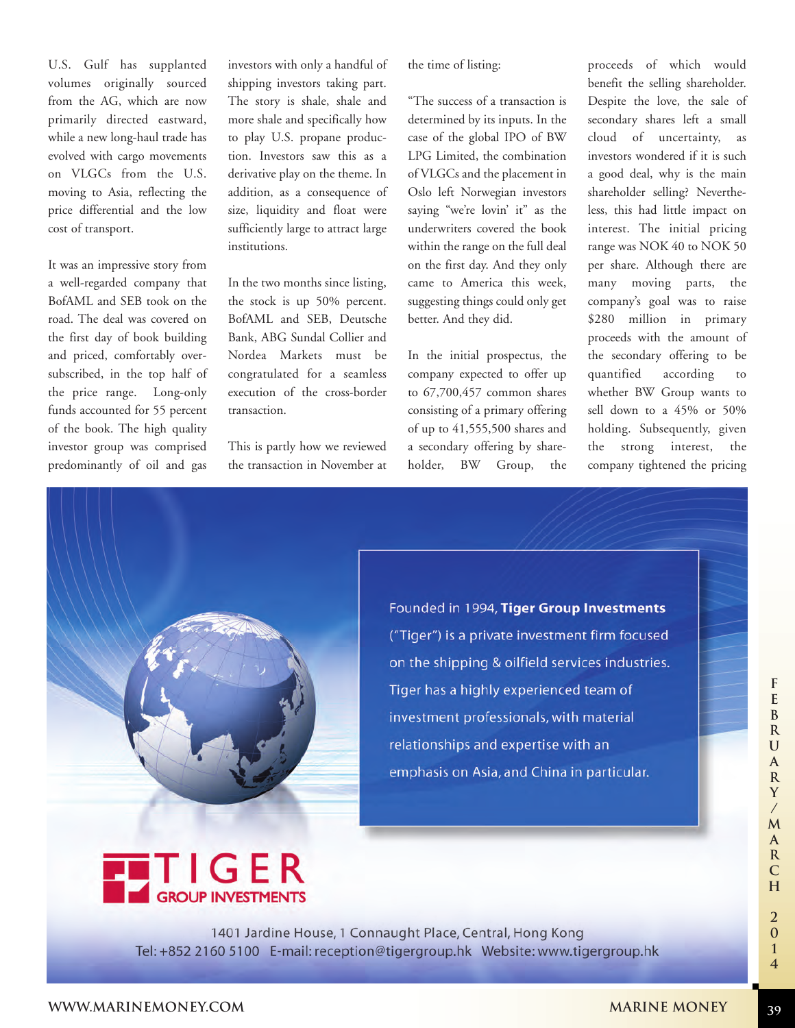U.S. Gulf has supplanted volumes originally sourced from the AG, which are now primarily directed eastward, while a new long-haul trade has evolved with cargo movements on VLGCs from the U.S. moving to Asia, reflecting the price differential and the low cost of transport.

It was an impressive story from a well-regarded company that BofAML and SEB took on the road. The deal was covered on the first day of book building and priced, comfortably oversubscribed, in the top half of the price range. Long-only funds accounted for 55 percent of the book. The high quality investor group was comprised predominantly of oil and gas investors with only a handful of shipping investors taking part. The story is shale, shale and more shale and specifically how to play U.S. propane production. Investors saw this as a derivative play on the theme. In addition, as a consequence of size, liquidity and float were sufficiently large to attract large institutions.

In the two months since listing, the stock is up 50% percent. BofAML and SEB, Deutsche Bank, ABG Sundal Collier and Nordea Markets must be congratulated for a seamless execution of the cross-border transaction.

This is partly how we reviewed the transaction in November at the time of listing:

"The success of a transaction is determined by its inputs. In the case of the global IPO of BW LPG Limited, the combination of VLGCs and the placement in Oslo left Norwegian investors saying "we're lovin' it" as the underwriters covered the book within the range on the full deal on the first day. And they only came to America this week, suggesting things could only get better. And they did.

In the initial prospectus, the company expected to offer up to 67,700,457 common shares consisting of a primary offering of up to 41,555,500 shares and a secondary offering by shareholder, BW Group, the proceeds of which would benefit the selling shareholder. Despite the love, the sale of secondary shares left a small cloud of uncertainty, as investors wondered if it is such a good deal, why is the main shareholder selling? Nevertheless, this had little impact on interest. The initial pricing range was NOK 40 to NOK 50 per share. Although there are many moving parts, the company's goal was to raise \$280 million in primary proceeds with the amount of the secondary offering to be quantified according to whether BW Group wants to sell down to a 45% or 50% holding. Subsequently, given the strong interest, the company tightened the pricing

Founded in 1994, **Tiger Group Investments** ("Tiger") is a private investment firm focused on the shipping & oilfield services industries. Tiger has a highly experienced team of investment professionals, with material relationships and expertise with an emphasis on Asia, and China in particular.

TIGER GROUP INVESTMENTS

1401 Jardine House, 1 Connaught Place, Central, Hong Kong
Tel: +852 2160 5100 E-mail: reception@tigergroup.hk Website: www.tigergroup.hk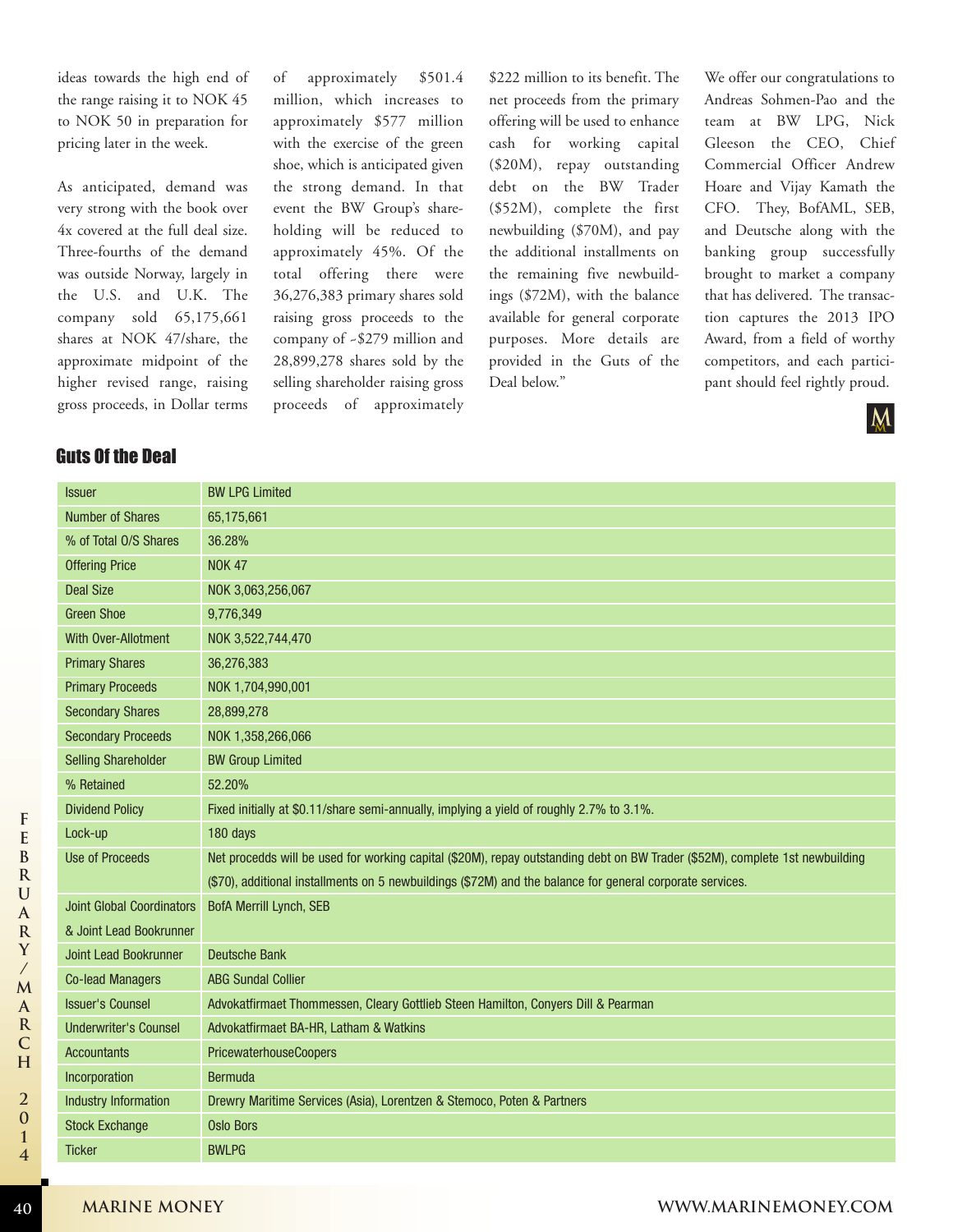ideas towards the high end of the range raising it to NOK 45 to NOK 50 in preparation for pricing later in the week.

As anticipated, demand was very strong with the book over 4x covered at the full deal size. Three-fourths of the demand was outside Norway, largely in the U.S. and U.K. The company sold 65,175,661 shares at NOK 47/share, the approximate midpoint of the higher revised range, raising gross proceeds, in Dollar terms of approximately $501.4 million, which increases to approximately $577 million with the exercise of the green shoe, which is anticipated given the strong demand. In that event the BW Group's shareholding will be reduced to approximately 45%. Of the total offering there were 36,276,383 primary shares sold raising gross proceeds to the company of ~$279 million and 28,899,278 shares sold by the selling shareholder raising gross proceeds of approximately $222 million to its benefit. The net proceeds from the primary offering will be used to enhance cash for working capital ($20M), repay outstanding debt on the BW Trader ($52M), complete the first newbuilding ($70M), and pay the additional installments on the remaining five newbuildings ($72M), with the balance available for general corporate purposes. More details are provided in the Guts of the Deal below."

We offer our congratulations to Andreas Sohmen-Pao and the team at BW LPG, Nick Gleeson the CEO, Chief Commercial Officer Andrew Hoare and Vijay Kamath the CFO. They, BofAML, SEB, and Deutsche along with the banking group successfully brought to market a company that has delivered. The transaction captures the 2013 IPO Award, from a field of worthy competitors, and each participant should feel rightly proud.

## Guts Of the Deal

| | |
|---|---|
| Issuer | BW LPG Limited |
| Number of Shares | 65,175,661 |
| % of Total O/S Shares | 36.28% |
| Offering Price | NOK 47 |
| Deal Size | NOK 3,063,256,067 |
| Green Shoe | 9,776,349 |
| With Over-Allotment | NOK 3,522,744,470 |
| Primary Shares | 36,276,383 |
| Primary Proceeds | NOK 1,704,990,001 |
| Secondary Shares | 28,899,278 |
| Secondary Proceeds | NOK 1,358,266,066 |
| Selling Shareholder | BW Group Limited |
| % Retained | 52.20% |
| Dividend Policy | Fixed initially at $0.11/share semi-annually, implying a yield of roughly 2.7% to 3.1%. |
| Lock-up | 180 days |
| Use of Proceeds | Net procedds will be used for working capital ($20M), repay outstanding debt on BW Trader ($52M), complete 1st newbuilding ($70), additional installments on 5 newbuildings ($72M) and the balance for general corporate services. |
| Joint Global Coordinators & Joint Lead Bookrunner | BofA Merrill Lynch, SEB |
| Joint Lead Bookrunner | Deutsche Bank |
| Co-lead Managers | ABG Sundal Collier |
| Issuer's Counsel | Advokatfirmaet Thommessen, Cleary Gottlieb Steen Hamilton, Conyers Dill & Pearman |
| Underwriter's Counsel | Advokatfirmaet BA-HR, Latham & Watkins |
| Accountants | PricewaterhouseCoopers |
| Incorporation | Bermuda |
| Industry Information | Drewry Maritime Services (Asia), Lorentzen & Stemoco, Poten & Partners |
| Stock Exchange | Oslo Bors |
| Ticker | BWLPG |